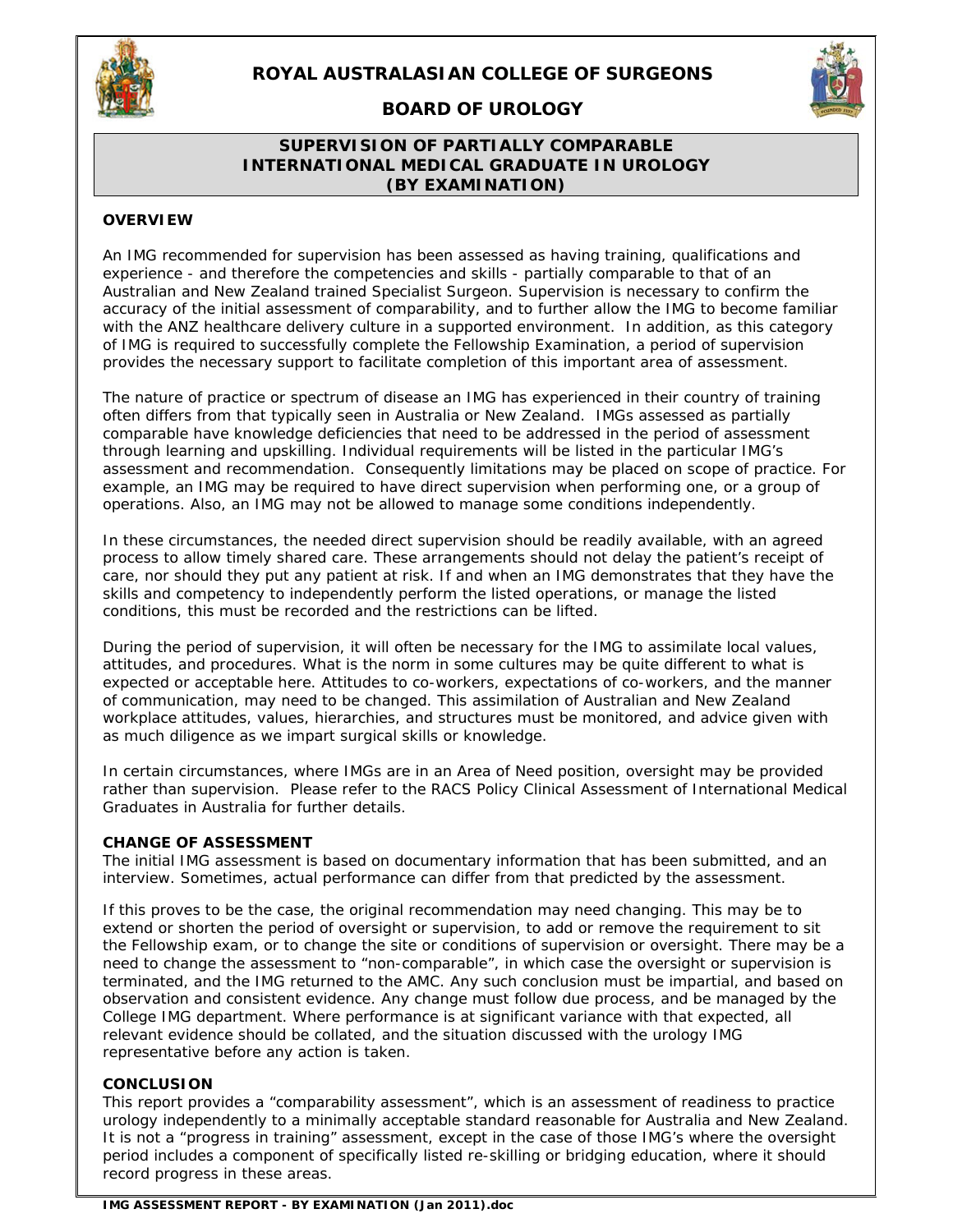# ROYAL AUSTRALASIAN COLLEGE OF SURGEONS

## BOARD OF UROLOGY

## SUPERVISION OF PARTIALLY COMPARABLE INTERNATIONAL MEDICAL GRADUATE IN UROLOGY (BY EXAMINATION)

### OVERVIEW

An IMG recommended for supervision has been assessed as having training, qualifications and experience - and therefore the competencies and skills - partially comparable to that of an Australian and New Zealand trained Specialist Surgeon. Supervision is necessary to confirm the accuracy of the initial assessment of comparability, and to further allow the IMG to become familiar with the ANZ healthcare delivery culture in a supported environment. In addition, as this category of IMG is required to successfully complete the Fellowship Examination, a period of supervision provides the necessary support to facilitate completion of this important area of assessment.

The nature of practice or spectrum of disease an IMG has experienced in their country of training often differs from that typically seen in Australia or New Zealand. IMGs assessed as partially comparable have knowledge deficiencies that need to be addressed in the period of assessment through learning and upskilling. Individual requirements will be listed in the particular IMG's assessment and recommendation. Consequently limitations may be placed on scope of practice. For example, an IMG may be required to have direct supervision when performing one, or a group of operations. Also, an IMG may not be allowed to manage some conditions independently.

In these circumstances, the needed direct supervision should be readily available, with an agreed process to allow timely shared care. These arrangements should not delay the patient's receipt of care, nor should they put any patient at risk. If and when an IMG demonstrates that they have the skills and competency to independently perform the listed operations, or manage the listed conditions, this must be recorded and the restrictions can be lifted.

During the period of supervision, it will often be necessary for the IMG to assimilate local values, attitudes, and procedures. What is the norm in some cultures may be quite different to what is expected or acceptable here. Attitudes to co-workers, expectations of co-workers, and the manner of communication, may need to be changed. This assimilation of Australian and New Zealand workplace attitudes, values, hierarchies, and structures must be monitored, and advice given with as much diligence as we impart surgical skills or knowledge.

In certain circumstances, where IMGs are in an Area of Need position, oversight may be provided rather than supervision. Please refer to the RACS Policy Clinical Assessment of International Medical Graduates in Australia for further details.

### CHANGE OF ASSESSMENT

The initial IMG assessment is based on documentary information that has been submitted, and an interview. Sometimes, actual performance can differ from that predicted by the assessment.

If this proves to be the case, the original recommendation may need changing. This may be to extend or shorten the period of oversight or supervision, to add or remove the requirement to sit the Fellowship exam, or to change the site or conditions of supervision or oversight. There may be a need to change the assessment to "non-comparable", in which case the oversight or supervision is terminated, and the IMG returned to the AMC. Any such conclusion must be impartial, and based on observation and consistent evidence. Any change must follow due process, and be managed by the College IMG department. Where performance is at significant variance with that expected, all relevant evidence should be collated, and the situation discussed with the urology IMG representative before any action is taken.

### CONCLUSION

This report provides a "comparability assessment", which is an assessment of readiness to practice urology independently to a minimally acceptable standard reasonable for Australia and New Zealand. It is not a "progress in training" assessment, except in the case of those IMG's where the oversight period includes a component of specifically listed re-skilling or bridging education, where it should record progress in these areas.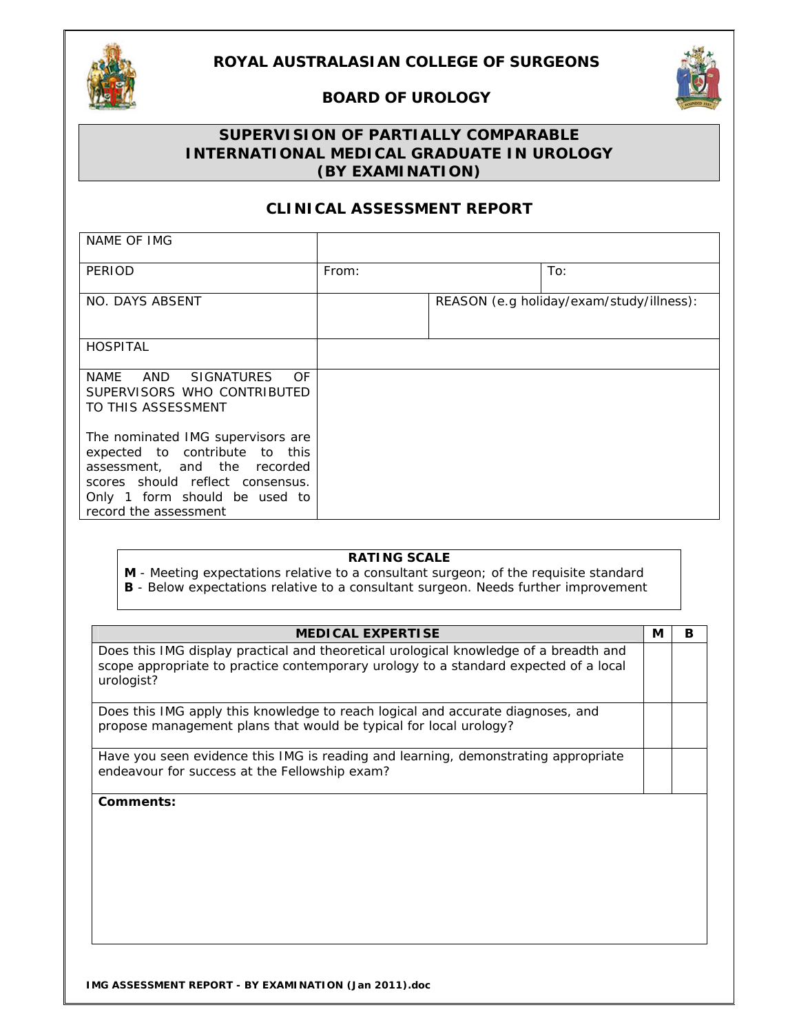# ROYAL AUSTRALASIAN COLLEGE OF SURGEONS

## BOARD OF UROLOGY

## SUPERVISION OF PARTIALLY COMPARABLE INTERNATIONAL MEDICAL GRADUATE IN UROLOGY (BY EXAMINATION)

## CLINICAL ASSESSMENT REPORT

| NAME OF IMG | | |
|---|---|---|
| PERIOD | From: | To: |
| NO. DAYS ABSENT | | REASON (e.g holiday/exam/study/illness): |
| HOSPITAL | | |
| NAME AND SIGNATURES OF SUPERVISORS WHO CONTRIBUTED TO THIS ASSESSMENT<br><br>The nominated IMG supervisors are expected to contribute to this assessment, and the recorded scores should reflect consensus. Only 1 form should be used to record the assessment | | |

**RATING SCALE**

**M** - Meeting expectations relative to a consultant surgeon; of the requisite standard
**B** - Below expectations relative to a consultant surgeon. Needs further improvement

| MEDICAL EXPERTISE | M | B |
|---|---|---|
| Does this IMG display practical and theoretical urological knowledge of a breadth and scope appropriate to practice contemporary urology to a standard expected of a local urologist? | | |
| Does this IMG apply this knowledge to reach logical and accurate diagnoses, and propose management plans that would be typical for local urology? | | |
| Have you seen evidence this IMG is reading and learning, demonstrating appropriate endeavour for success at the Fellowship exam? | | |
| **Comments:** | | |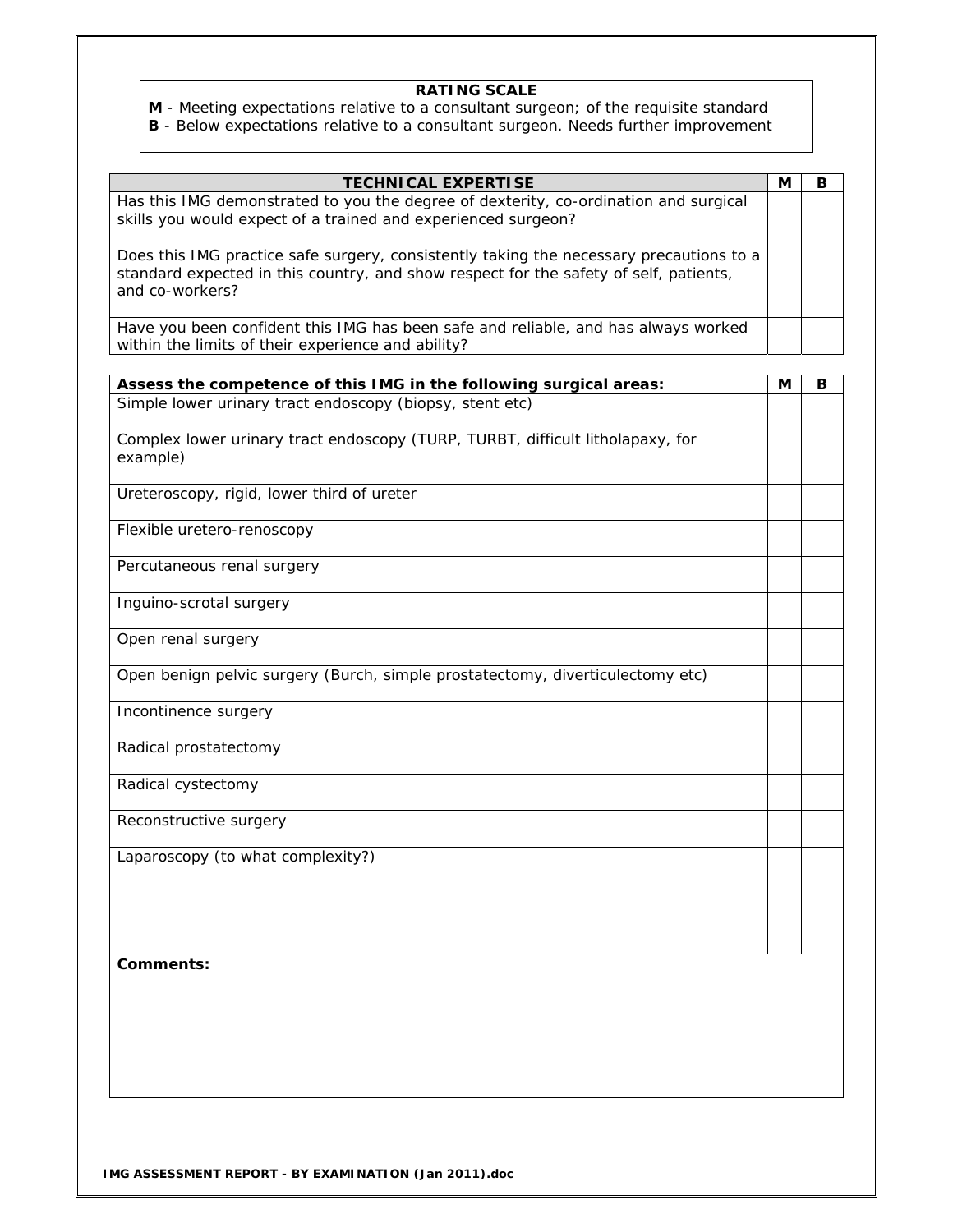**RATING SCALE**

**M** - Meeting expectations relative to a consultant surgeon; of the requisite standard
**B** - Below expectations relative to a consultant surgeon. Needs further improvement

| TECHNICAL EXPERTISE | M | B |
|---|---|---|
| Has this IMG demonstrated to you the degree of dexterity, co-ordination and surgical skills you would expect of a trained and experienced surgeon? | | |
| Does this IMG practice safe surgery, consistently taking the necessary precautions to a standard expected in this country, and show respect for the safety of self, patients, and co-workers? | | |
| Have you been confident this IMG has been safe and reliable, and has always worked within the limits of their experience and ability? | | |

| Assess the competence of this IMG in the following surgical areas: | M | B |
|---|---|---|
| Simple lower urinary tract endoscopy (biopsy, stent etc) | | |
| Complex lower urinary tract endoscopy (TURP, TURBT, difficult litholapaxy, for example) | | |
| Ureteroscopy, rigid, lower third of ureter | | |
| Flexible uretero-renoscopy | | |
| Percutaneous renal surgery | | |
| Inguino-scrotal surgery | | |
| Open renal surgery | | |
| Open benign pelvic surgery (Burch, simple prostatectomy, diverticulectomy etc) | | |
| Incontinence surgery | | |
| Radical prostatectomy | | |
| Radical cystectomy | | |
| Reconstructive surgery | | |
| Laparoscopy (to what complexity?) | | |

**Comments:**

**IMG ASSESSMENT REPORT - BY EXAMINATION (Jan 2011).doc**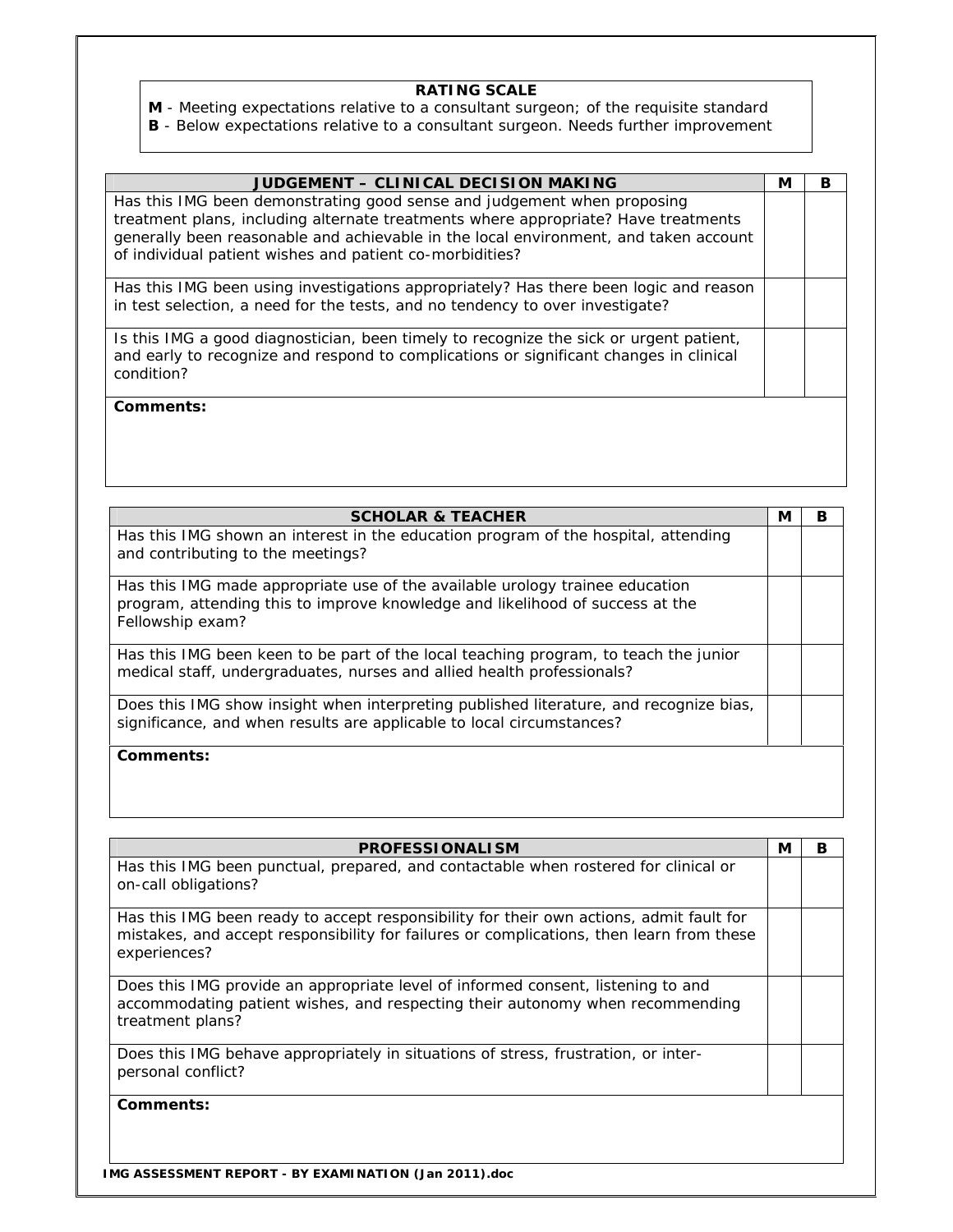**RATING SCALE**

**M** - Meeting expectations relative to a consultant surgeon; of the requisite standard

**B** - Below expectations relative to a consultant surgeon. Needs further improvement

| JUDGEMENT – CLINICAL DECISION MAKING | M | B |
|---|---|---|
| Has this IMG been demonstrating good sense and judgement when proposing treatment plans, including alternate treatments where appropriate? Have treatments generally been reasonable and achievable in the local environment, and taken account of individual patient wishes and patient co-morbidities? | | |
| Has this IMG been using investigations appropriately? Has there been logic and reason in test selection, a need for the tests, and no tendency to over investigate? | | |
| Is this IMG a good diagnostician, been timely to recognize the sick or urgent patient, and early to recognize and respond to complications or significant changes in clinical condition? | | |
| **Comments:** | | |

| SCHOLAR & TEACHER | M | B |
|---|---|---|
| Has this IMG shown an interest in the education program of the hospital, attending and contributing to the meetings? | | |
| Has this IMG made appropriate use of the available urology trainee education program, attending this to improve knowledge and likelihood of success at the Fellowship exam? | | |
| Has this IMG been keen to be part of the local teaching program, to teach the junior medical staff, undergraduates, nurses and allied health professionals? | | |
| Does this IMG show insight when interpreting published literature, and recognize bias, significance, and when results are applicable to local circumstances? | | |
| **Comments:** | | |

| PROFESSIONALISM | M | B |
|---|---|---|
| Has this IMG been punctual, prepared, and contactable when rostered for clinical or on-call obligations? | | |
| Has this IMG been ready to accept responsibility for their own actions, admit fault for mistakes, and accept responsibility for failures or complications, then learn from these experiences? | | |
| Does this IMG provide an appropriate level of informed consent, listening to and accommodating patient wishes, and respecting their autonomy when recommending treatment plans? | | |
| Does this IMG behave appropriately in situations of stress, frustration, or inter-personal conflict? | | |
| **Comments:** | | |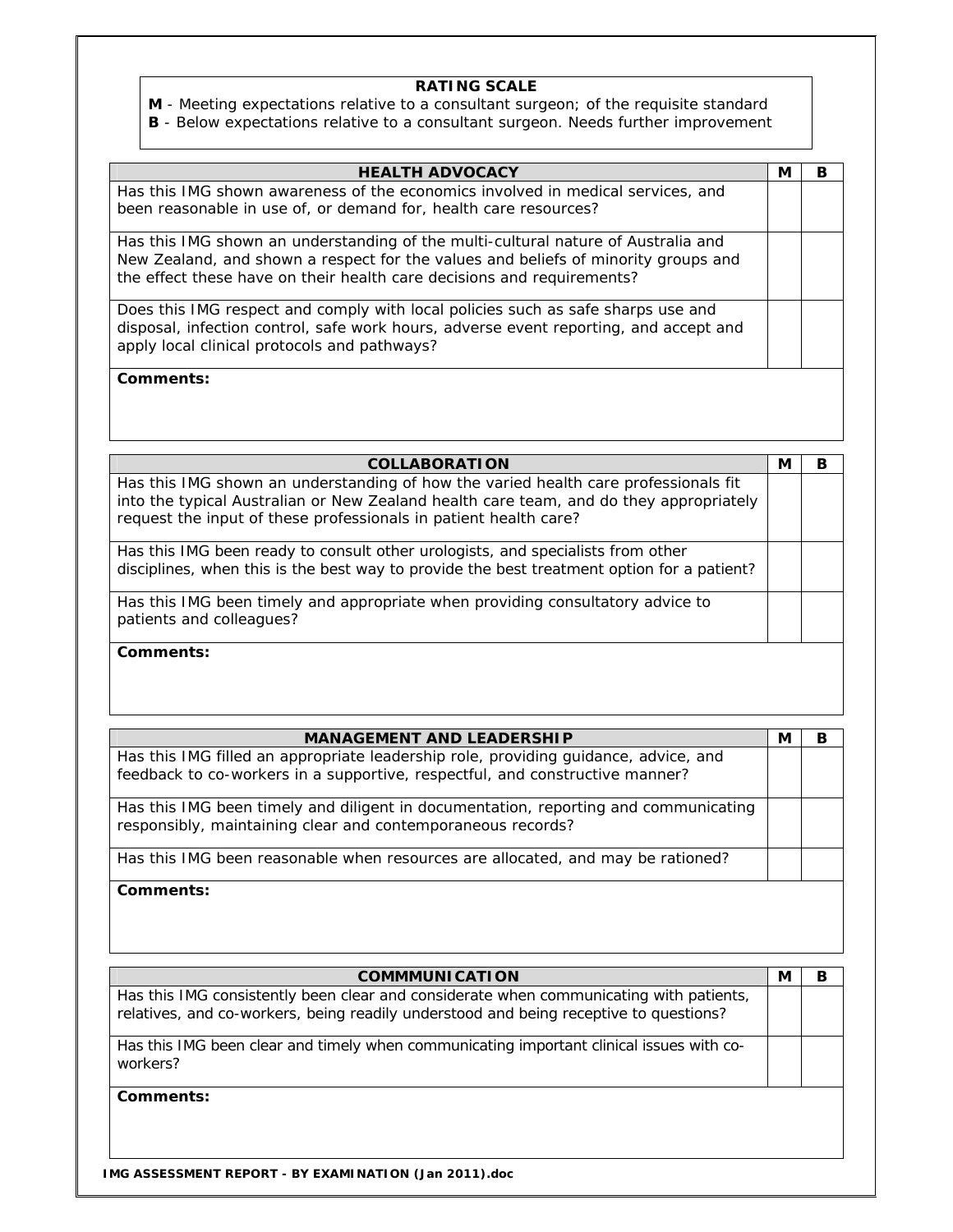**RATING SCALE**

**M** - Meeting expectations relative to a consultant surgeon; of the requisite standard

**B** - Below expectations relative to a consultant surgeon. Needs further improvement

| HEALTH ADVOCACY | M | B |
|---|---|---|
| Has this IMG shown awareness of the economics involved in medical services, and been reasonable in use of, or demand for, health care resources? | | |
| Has this IMG shown an understanding of the multi-cultural nature of Australia and New Zealand, and shown a respect for the values and beliefs of minority groups and the effect these have on their health care decisions and requirements? | | |
| Does this IMG respect and comply with local policies such as safe sharps use and disposal, infection control, safe work hours, adverse event reporting, and accept and apply local clinical protocols and pathways? | | |
| **Comments:** | | |

| COLLABORATION | M | B |
|---|---|---|
| Has this IMG shown an understanding of how the varied health care professionals fit into the typical Australian or New Zealand health care team, and do they appropriately request the input of these professionals in patient health care? | | |
| Has this IMG been ready to consult other urologists, and specialists from other disciplines, when this is the best way to provide the best treatment option for a patient? | | |
| Has this IMG been timely and appropriate when providing consultatory advice to patients and colleagues? | | |
| **Comments:** | | |

| MANAGEMENT AND LEADERSHIP | M | B |
|---|---|---|
| Has this IMG filled an appropriate leadership role, providing guidance, advice, and feedback to co-workers in a supportive, respectful, and constructive manner? | | |
| Has this IMG been timely and diligent in documentation, reporting and communicating responsibly, maintaining clear and contemporaneous records? | | |
| Has this IMG been reasonable when resources are allocated, and may be rationed? | | |
| **Comments:** | | |

| COMMMUNICATION | M | B |
|---|---|---|
| Has this IMG consistently been clear and considerate when communicating with patients, relatives, and co-workers, being readily understood and being receptive to questions? | | |
| Has this IMG been clear and timely when communicating important clinical issues with co-workers? | | |
| **Comments:** | | |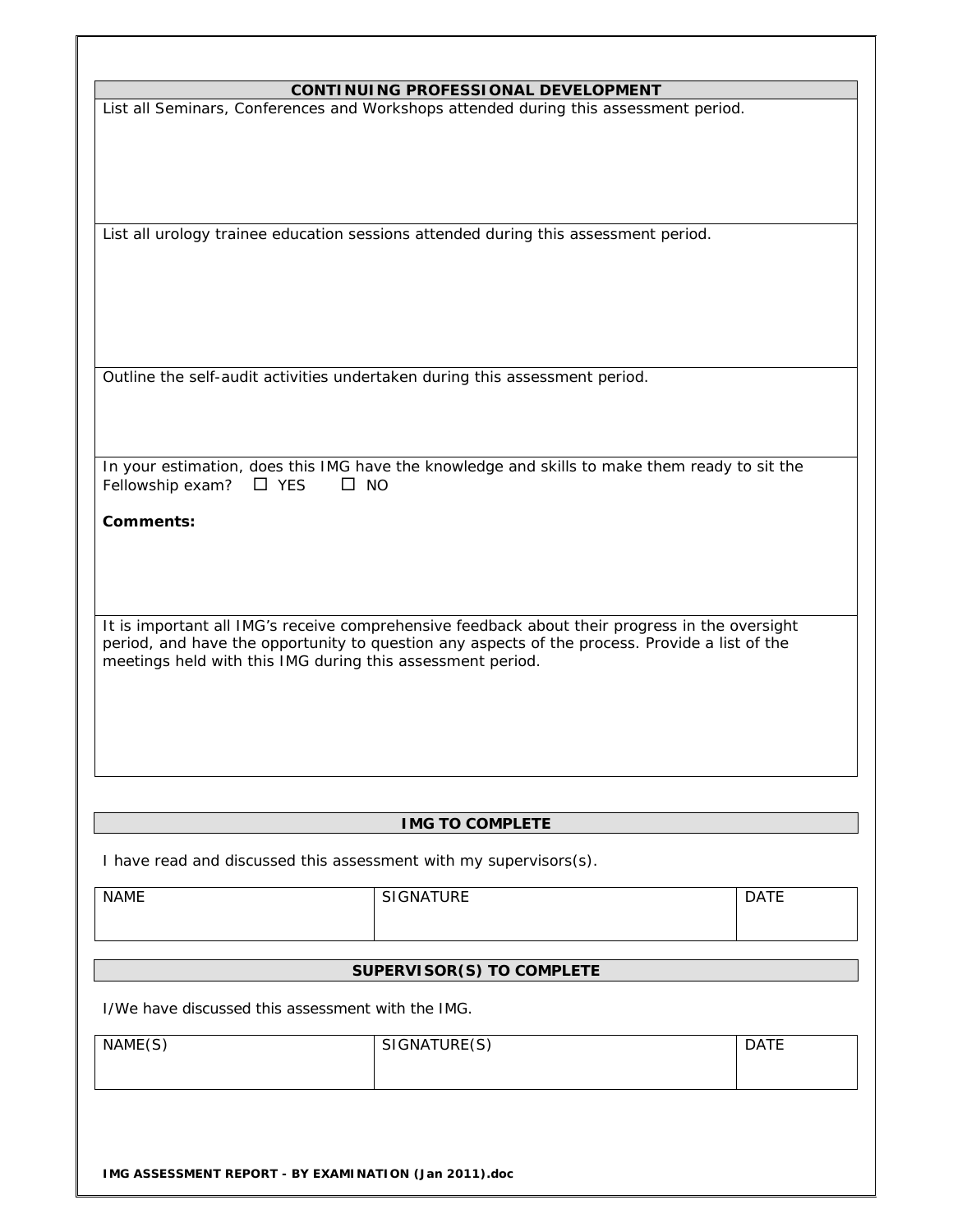## CONTINUING PROFESSIONAL DEVELOPMENT

List all Seminars, Conferences and Workshops attended during this assessment period.

List all urology trainee education sessions attended during this assessment period.

Outline the self-audit activities undertaken during this assessment period.

In your estimation, does this IMG have the knowledge and skills to make them ready to sit the Fellowship exam? ☐ YES ☐ NO

**Comments:**

It is important all IMG's receive comprehensive feedback about their progress in the oversight period, and have the opportunity to question any aspects of the process. Provide a list of the meetings held with this IMG during this assessment period.

## IMG TO COMPLETE

I have read and discussed this assessment with my supervisors(s).

| NAME | SIGNATURE | DATE |
|---|---|---|
| | | |

## SUPERVISOR(S) TO COMPLETE

I/We have discussed this assessment with the IMG.

| NAME(S) | SIGNATURE(S) | DATE |
|---|---|---|
| | | |

**IMG ASSESSMENT REPORT - BY EXAMINATION (Jan 2011).doc**